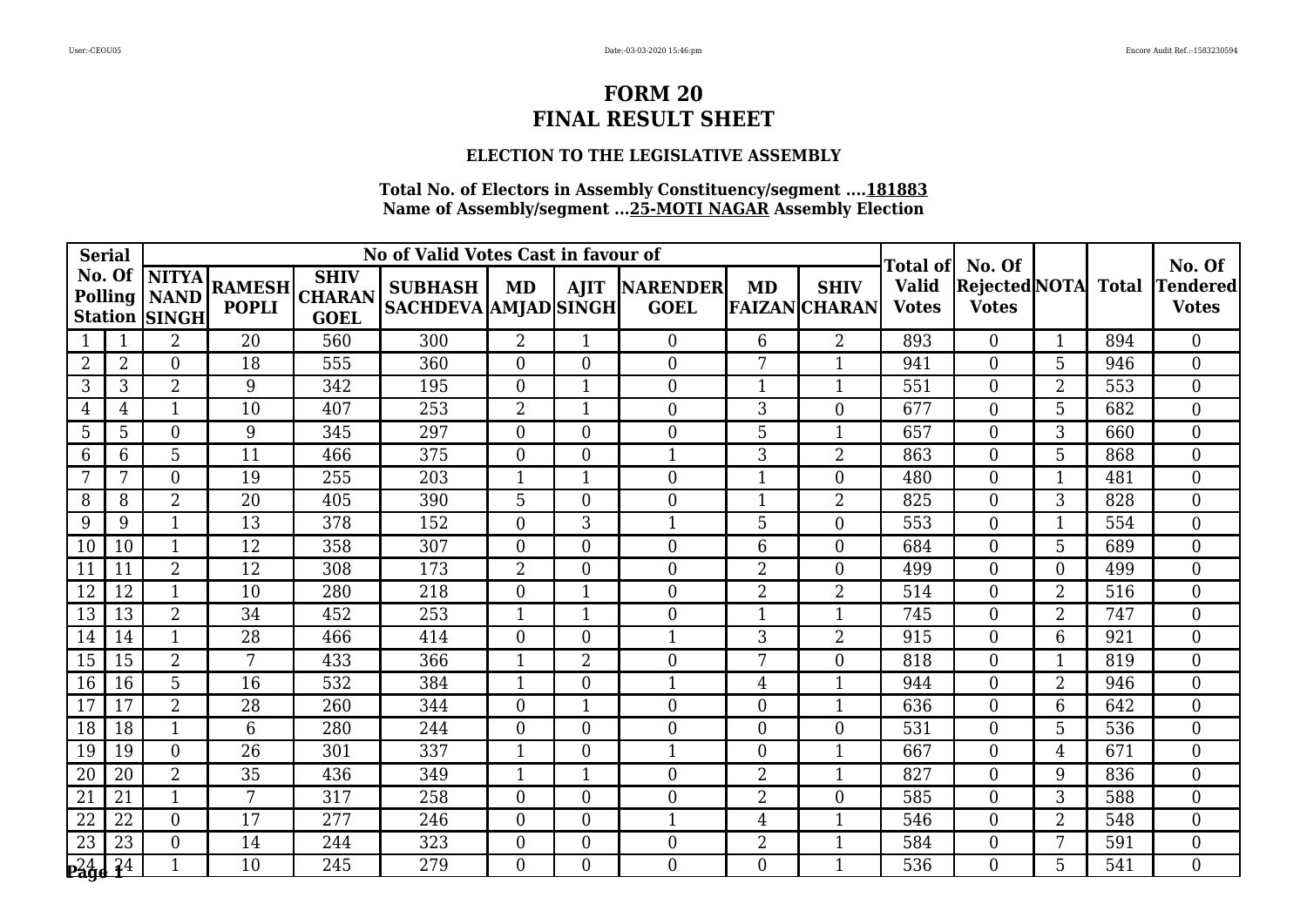# FORM 20
# FINAL RESULT SHEET

### ELECTION TO THE LEGISLATIVE ASSEMBLY

**Total No. of Electors in Assembly Constituency/segment ....181883**
**Name of Assembly/segment ...25-MOTI NAGAR Assembly Election**

| Serial | No. Of Polling Station | No of Valid Votes Cast in favour of | | | | | | | | | Total of Valid Votes | No. Of Rejected Votes | NOTA | Total | No. Of Tendered Votes |
|---|---|---|---|---|---|---|---|---|---|---|---|---|---|---|---|
| | | NITYA NAND SINGH | RAMESH POPLI | SHIV CHARAN GOEL | SUBHASH SACHDEVA | MD AMJAD | AJIT SINGH | NARENDER GOEL | MD FAIZAN | SHIV CHARAN | | | | | |
| 1 | 1 | 2 | 20 | 560 | 300 | 2 | 1 | 0 | 6 | 2 | 893 | 0 | 1 | 894 | 0 |
| 2 | 2 | 0 | 18 | 555 | 360 | 0 | 0 | 0 | 7 | 1 | 941 | 0 | 5 | 946 | 0 |
| 3 | 3 | 2 | 9 | 342 | 195 | 0 | 1 | 0 | 1 | 1 | 551 | 0 | 2 | 553 | 0 |
| 4 | 4 | 1 | 10 | 407 | 253 | 2 | 1 | 0 | 3 | 0 | 677 | 0 | 5 | 682 | 0 |
| 5 | 5 | 0 | 9 | 345 | 297 | 0 | 0 | 0 | 5 | 1 | 657 | 0 | 3 | 660 | 0 |
| 6 | 6 | 5 | 11 | 466 | 375 | 0 | 0 | 1 | 3 | 2 | 863 | 0 | 5 | 868 | 0 |
| 7 | 7 | 0 | 19 | 255 | 203 | 1 | 1 | 0 | 1 | 0 | 480 | 0 | 1 | 481 | 0 |
| 8 | 8 | 2 | 20 | 405 | 390 | 5 | 0 | 0 | 1 | 2 | 825 | 0 | 3 | 828 | 0 |
| 9 | 9 | 1 | 13 | 378 | 152 | 0 | 3 | 1 | 5 | 0 | 553 | 0 | 1 | 554 | 0 |
| 10 | 10 | 1 | 12 | 358 | 307 | 0 | 0 | 0 | 6 | 0 | 684 | 0 | 5 | 689 | 0 |
| 11 | 11 | 2 | 12 | 308 | 173 | 2 | 0 | 0 | 2 | 0 | 499 | 0 | 0 | 499 | 0 |
| 12 | 12 | 1 | 10 | 280 | 218 | 0 | 1 | 0 | 2 | 2 | 514 | 0 | 2 | 516 | 0 |
| 13 | 13 | 2 | 34 | 452 | 253 | 1 | 1 | 0 | 1 | 1 | 745 | 0 | 2 | 747 | 0 |
| 14 | 14 | 1 | 28 | 466 | 414 | 0 | 0 | 1 | 3 | 2 | 915 | 0 | 6 | 921 | 0 |
| 15 | 15 | 2 | 7 | 433 | 366 | 1 | 2 | 0 | 7 | 0 | 818 | 0 | 1 | 819 | 0 |
| 16 | 16 | 5 | 16 | 532 | 384 | 1 | 0 | 1 | 4 | 1 | 944 | 0 | 2 | 946 | 0 |
| 17 | 17 | 2 | 28 | 260 | 344 | 0 | 1 | 0 | 0 | 1 | 636 | 0 | 6 | 642 | 0 |
| 18 | 18 | 1 | 6 | 280 | 244 | 0 | 0 | 0 | 0 | 0 | 531 | 0 | 5 | 536 | 0 |
| 19 | 19 | 0 | 26 | 301 | 337 | 1 | 0 | 1 | 0 | 1 | 667 | 0 | 4 | 671 | 0 |
| 20 | 20 | 2 | 35 | 436 | 349 | 1 | 1 | 0 | 2 | 1 | 827 | 0 | 9 | 836 | 0 |
| 21 | 21 | 1 | 7 | 317 | 258 | 0 | 0 | 0 | 2 | 0 | 585 | 0 | 3 | 588 | 0 |
| 22 | 22 | 0 | 17 | 277 | 246 | 0 | 0 | 1 | 4 | 1 | 546 | 0 | 2 | 548 | 0 |
| 23 | 23 | 0 | 14 | 244 | 323 | 0 | 0 | 0 | 2 | 1 | 584 | 0 | 7 | 591 | 0 |
| 24 | 24 | 1 | 10 | 245 | 279 | 0 | 0 | 0 | 0 | 1 | 536 | 0 | 5 | 541 | 0 |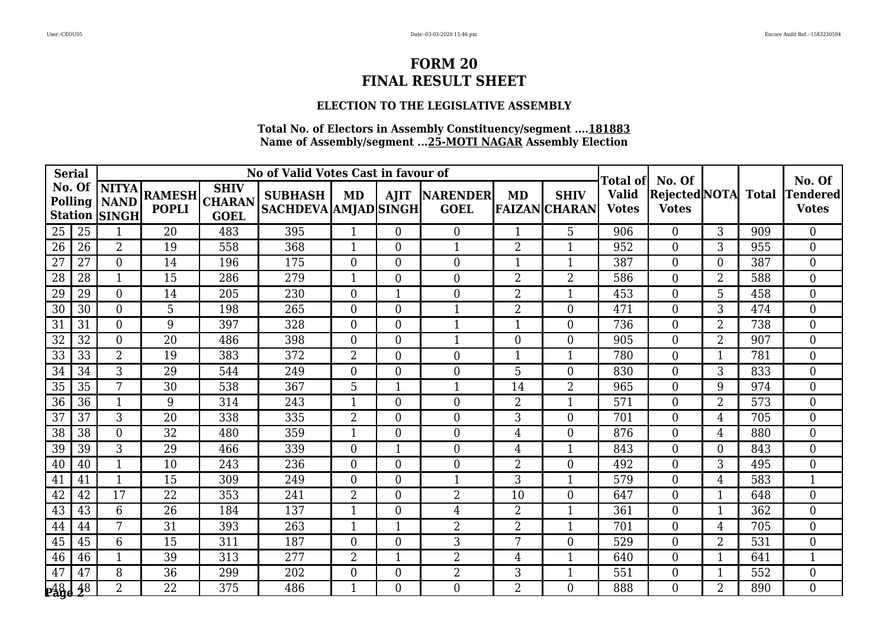# FORM 20
# FINAL RESULT SHEET

### ELECTION TO THE LEGISLATIVE ASSEMBLY

**Total No. of Electors in Assembly Constituency/segment ....181883**
**Name of Assembly/segment ...25-MOTI NAGAR Assembly Election**

| Serial No. Of Polling Station | | No of Valid Votes Cast in favour of | | | | | | | | | Total of Valid Votes | No. Of Rejected Votes | NOTA | Total | No. Of Tendered Votes |
|---|---|---|---|---|---|---|---|---|---|---|---|---|---|---|---|
| | | NITYA NAND SINGH | RAMESH POPLI | SHIV CHARAN GOEL | SUBHASH SACHDEVA | MD AMJAD | AJIT SINGH | NARENDER GOEL | MD FAIZAN | SHIV CHARAN | | | | | |
| 25 | 25 | 1 | 20 | 483 | 395 | 1 | 0 | 0 | 1 | 5 | 906 | 0 | 3 | 909 | 0 |
| 26 | 26 | 2 | 19 | 558 | 368 | 1 | 0 | 1 | 2 | 1 | 952 | 0 | 3 | 955 | 0 |
| 27 | 27 | 0 | 14 | 196 | 175 | 0 | 0 | 0 | 1 | 1 | 387 | 0 | 0 | 387 | 0 |
| 28 | 28 | 1 | 15 | 286 | 279 | 1 | 0 | 0 | 2 | 2 | 586 | 0 | 2 | 588 | 0 |
| 29 | 29 | 0 | 14 | 205 | 230 | 0 | 1 | 0 | 2 | 1 | 453 | 0 | 5 | 458 | 0 |
| 30 | 30 | 0 | 5 | 198 | 265 | 0 | 0 | 1 | 2 | 0 | 471 | 0 | 3 | 474 | 0 |
| 31 | 31 | 0 | 9 | 397 | 328 | 0 | 0 | 1 | 1 | 0 | 736 | 0 | 2 | 738 | 0 |
| 32 | 32 | 0 | 20 | 486 | 398 | 0 | 0 | 1 | 0 | 0 | 905 | 0 | 2 | 907 | 0 |
| 33 | 33 | 2 | 19 | 383 | 372 | 2 | 0 | 0 | 1 | 1 | 780 | 0 | 1 | 781 | 0 |
| 34 | 34 | 3 | 29 | 544 | 249 | 0 | 0 | 0 | 5 | 0 | 830 | 0 | 3 | 833 | 0 |
| 35 | 35 | 7 | 30 | 538 | 367 | 5 | 1 | 1 | 14 | 2 | 965 | 0 | 9 | 974 | 0 |
| 36 | 36 | 1 | 9 | 314 | 243 | 1 | 0 | 0 | 2 | 1 | 571 | 0 | 2 | 573 | 0 |
| 37 | 37 | 3 | 20 | 338 | 335 | 2 | 0 | 0 | 3 | 0 | 701 | 0 | 4 | 705 | 0 |
| 38 | 38 | 0 | 32 | 480 | 359 | 1 | 0 | 0 | 4 | 0 | 876 | 0 | 4 | 880 | 0 |
| 39 | 39 | 3 | 29 | 466 | 339 | 0 | 1 | 0 | 4 | 1 | 843 | 0 | 0 | 843 | 0 |
| 40 | 40 | 1 | 10 | 243 | 236 | 0 | 0 | 0 | 2 | 0 | 492 | 0 | 3 | 495 | 0 |
| 41 | 41 | 1 | 15 | 309 | 249 | 0 | 0 | 1 | 3 | 1 | 579 | 0 | 4 | 583 | 1 |
| 42 | 42 | 17 | 22 | 353 | 241 | 2 | 0 | 2 | 10 | 0 | 647 | 0 | 1 | 648 | 0 |
| 43 | 43 | 6 | 26 | 184 | 137 | 1 | 0 | 4 | 2 | 1 | 361 | 0 | 1 | 362 | 0 |
| 44 | 44 | 7 | 31 | 393 | 263 | 1 | 1 | 2 | 2 | 1 | 701 | 0 | 4 | 705 | 0 |
| 45 | 45 | 6 | 15 | 311 | 187 | 0 | 0 | 3 | 7 | 0 | 529 | 0 | 2 | 531 | 0 |
| 46 | 46 | 1 | 39 | 313 | 277 | 2 | 1 | 2 | 4 | 1 | 640 | 0 | 1 | 641 | 1 |
| 47 | 47 | 8 | 36 | 299 | 202 | 0 | 0 | 2 | 3 | 1 | 551 | 0 | 1 | 552 | 0 |
| 48 | 48 | 2 | 22 | 375 | 486 | 1 | 0 | 0 | 2 | 0 | 888 | 0 | 2 | 890 | 0 |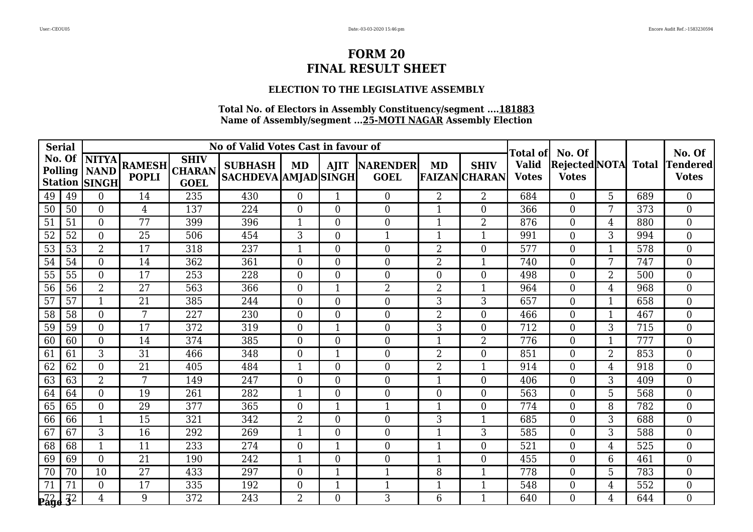# FORM 20
# FINAL RESULT SHEET

### ELECTION TO THE LEGISLATIVE ASSEMBLY

**Total No. of Electors in Assembly Constituency/segment ....181883**
**Name of Assembly/segment ...25-MOTI NAGAR Assembly Election**

| Serial No. Of Polling Station | | No of Valid Votes Cast in favour of | | | | | | | | | Total of Valid Votes | No. Of Rejected Votes | NOTA | Total | No. Of Tendered Votes |
|---|---|---|---|---|---|---|---|---|---|---|---|---|---|---|---|
| | | NITYA NAND SINGH | RAMESH POPLI | SHIV CHARAN GOEL | SUBHASH SACHDEVA | MD AMJAD | AJIT SINGH | NARENDER GOEL | MD FAIZAN | SHIV CHARAN | | | | | |
| 49 | 49 | 0 | 14 | 235 | 430 | 0 | 1 | 0 | 2 | 2 | 684 | 0 | 5 | 689 | 0 |
| 50 | 50 | 0 | 4 | 137 | 224 | 0 | 0 | 0 | 1 | 0 | 366 | 0 | 7 | 373 | 0 |
| 51 | 51 | 0 | 77 | 399 | 396 | 1 | 0 | 0 | 1 | 2 | 876 | 0 | 4 | 880 | 0 |
| 52 | 52 | 0 | 25 | 506 | 454 | 3 | 0 | 1 | 1 | 1 | 991 | 0 | 3 | 994 | 0 |
| 53 | 53 | 2 | 17 | 318 | 237 | 1 | 0 | 0 | 2 | 0 | 577 | 0 | 1 | 578 | 0 |
| 54 | 54 | 0 | 14 | 362 | 361 | 0 | 0 | 0 | 2 | 1 | 740 | 0 | 7 | 747 | 0 |
| 55 | 55 | 0 | 17 | 253 | 228 | 0 | 0 | 0 | 0 | 0 | 498 | 0 | 2 | 500 | 0 |
| 56 | 56 | 2 | 27 | 563 | 366 | 0 | 1 | 2 | 2 | 1 | 964 | 0 | 4 | 968 | 0 |
| 57 | 57 | 1 | 21 | 385 | 244 | 0 | 0 | 0 | 3 | 3 | 657 | 0 | 1 | 658 | 0 |
| 58 | 58 | 0 | 7 | 227 | 230 | 0 | 0 | 0 | 2 | 0 | 466 | 0 | 1 | 467 | 0 |
| 59 | 59 | 0 | 17 | 372 | 319 | 0 | 1 | 0 | 3 | 0 | 712 | 0 | 3 | 715 | 0 |
| 60 | 60 | 0 | 14 | 374 | 385 | 0 | 0 | 0 | 1 | 2 | 776 | 0 | 1 | 777 | 0 |
| 61 | 61 | 3 | 31 | 466 | 348 | 0 | 1 | 0 | 2 | 0 | 851 | 0 | 2 | 853 | 0 |
| 62 | 62 | 0 | 21 | 405 | 484 | 1 | 0 | 0 | 2 | 1 | 914 | 0 | 4 | 918 | 0 |
| 63 | 63 | 2 | 7 | 149 | 247 | 0 | 0 | 0 | 1 | 0 | 406 | 0 | 3 | 409 | 0 |
| 64 | 64 | 0 | 19 | 261 | 282 | 1 | 0 | 0 | 0 | 0 | 563 | 0 | 5 | 568 | 0 |
| 65 | 65 | 0 | 29 | 377 | 365 | 0 | 1 | 1 | 1 | 0 | 774 | 0 | 8 | 782 | 0 |
| 66 | 66 | 1 | 15 | 321 | 342 | 2 | 0 | 0 | 3 | 1 | 685 | 0 | 3 | 688 | 0 |
| 67 | 67 | 3 | 16 | 292 | 269 | 1 | 0 | 0 | 1 | 3 | 585 | 0 | 3 | 588 | 0 |
| 68 | 68 | 1 | 11 | 233 | 274 | 0 | 1 | 0 | 1 | 0 | 521 | 0 | 4 | 525 | 0 |
| 69 | 69 | 0 | 21 | 190 | 242 | 1 | 0 | 0 | 1 | 0 | 455 | 0 | 6 | 461 | 0 |
| 70 | 70 | 10 | 27 | 433 | 297 | 0 | 1 | 1 | 8 | 1 | 778 | 0 | 5 | 783 | 0 |
| 71 | 71 | 0 | 17 | 335 | 192 | 0 | 1 | 1 | 1 | 1 | 548 | 0 | 4 | 552 | 0 |
| 72 | 72 | 4 | 9 | 372 | 243 | 2 | 0 | 3 | 6 | 1 | 640 | 0 | 4 | 644 | 0 |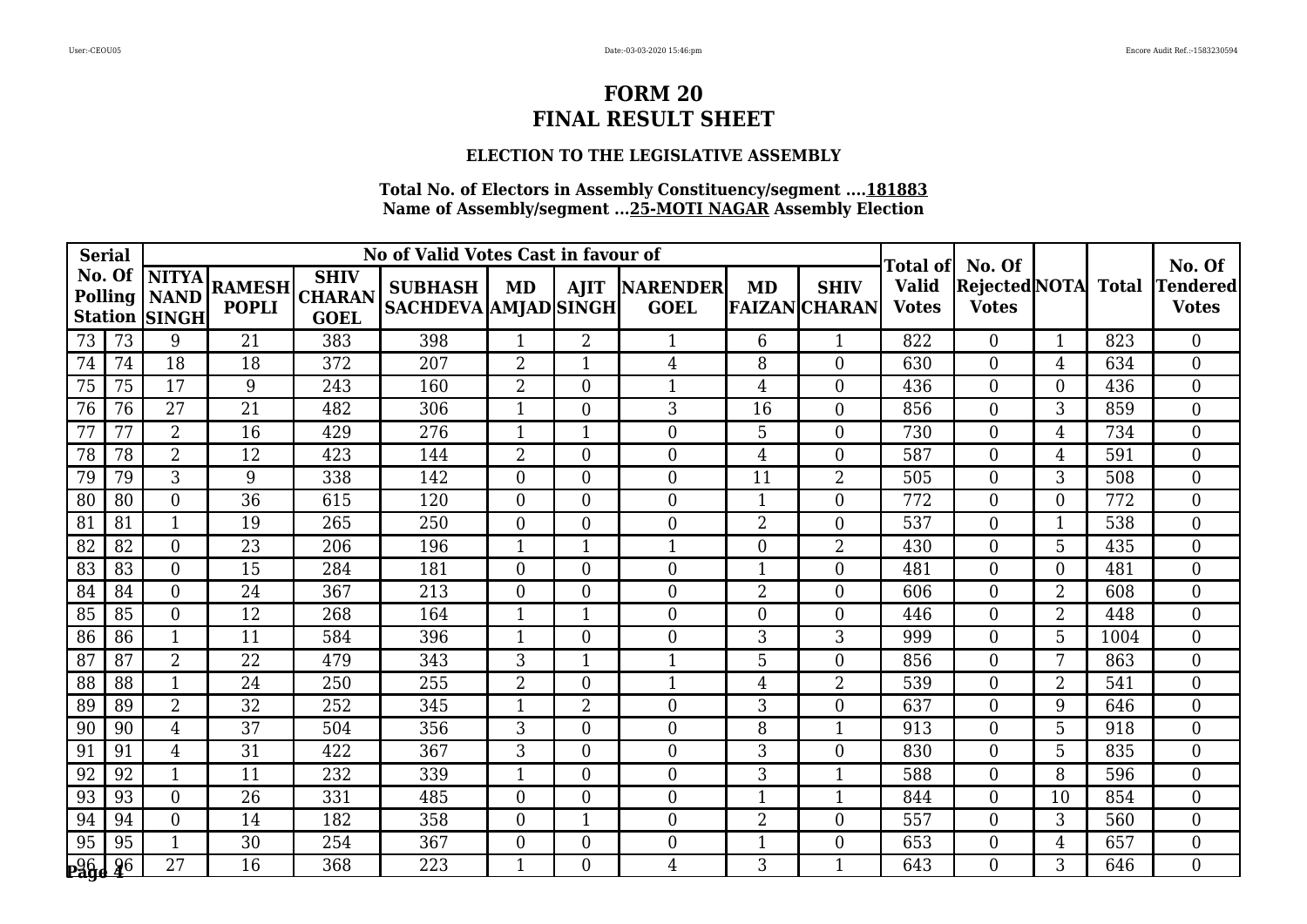# FORM 20
# FINAL RESULT SHEET

### ELECTION TO THE LEGISLATIVE ASSEMBLY

**Total No. of Electors in Assembly Constituency/segment ....181883**
**Name of Assembly/segment ...25-MOTI NAGAR Assembly Election**

| Serial No. Of Polling Station | | No of Valid Votes Cast in favour of | | | | | | | | | Total of Valid Votes | No. Of Rejected Votes | NOTA | Total | No. Of Tendered Votes |
|---|---|---|---|---|---|---|---|---|---|---|---|---|---|---|---|
| | | NITYA NAND SINGH | RAMESH POPLI | SHIV CHARAN GOEL | SUBHASH SACHDEVA | MD AMJAD | AJIT SINGH | NARENDER GOEL | MD FAIZAN | SHIV CHARAN | | | | | |
| 73 | 73 | 9 | 21 | 383 | 398 | 1 | 2 | 1 | 6 | 1 | 822 | 0 | 1 | 823 | 0 |
| 74 | 74 | 18 | 18 | 372 | 207 | 2 | 1 | 4 | 8 | 0 | 630 | 0 | 4 | 634 | 0 |
| 75 | 75 | 17 | 9 | 243 | 160 | 2 | 0 | 1 | 4 | 0 | 436 | 0 | 0 | 436 | 0 |
| 76 | 76 | 27 | 21 | 482 | 306 | 1 | 0 | 3 | 16 | 0 | 856 | 0 | 3 | 859 | 0 |
| 77 | 77 | 2 | 16 | 429 | 276 | 1 | 1 | 0 | 5 | 0 | 730 | 0 | 4 | 734 | 0 |
| 78 | 78 | 2 | 12 | 423 | 144 | 2 | 0 | 0 | 4 | 0 | 587 | 0 | 4 | 591 | 0 |
| 79 | 79 | 3 | 9 | 338 | 142 | 0 | 0 | 0 | 11 | 2 | 505 | 0 | 3 | 508 | 0 |
| 80 | 80 | 0 | 36 | 615 | 120 | 0 | 0 | 0 | 1 | 0 | 772 | 0 | 0 | 772 | 0 |
| 81 | 81 | 1 | 19 | 265 | 250 | 0 | 0 | 0 | 2 | 0 | 537 | 0 | 1 | 538 | 0 |
| 82 | 82 | 0 | 23 | 206 | 196 | 1 | 1 | 1 | 0 | 2 | 430 | 0 | 5 | 435 | 0 |
| 83 | 83 | 0 | 15 | 284 | 181 | 0 | 0 | 0 | 1 | 0 | 481 | 0 | 0 | 481 | 0 |
| 84 | 84 | 0 | 24 | 367 | 213 | 0 | 0 | 0 | 2 | 0 | 606 | 0 | 2 | 608 | 0 |
| 85 | 85 | 0 | 12 | 268 | 164 | 1 | 1 | 0 | 0 | 0 | 446 | 0 | 2 | 448 | 0 |
| 86 | 86 | 1 | 11 | 584 | 396 | 1 | 0 | 0 | 3 | 3 | 999 | 0 | 5 | 1004 | 0 |
| 87 | 87 | 2 | 22 | 479 | 343 | 3 | 1 | 1 | 5 | 0 | 856 | 0 | 7 | 863 | 0 |
| 88 | 88 | 1 | 24 | 250 | 255 | 2 | 0 | 1 | 4 | 2 | 539 | 0 | 2 | 541 | 0 |
| 89 | 89 | 2 | 32 | 252 | 345 | 1 | 2 | 0 | 3 | 0 | 637 | 0 | 9 | 646 | 0 |
| 90 | 90 | 4 | 37 | 504 | 356 | 3 | 0 | 0 | 8 | 1 | 913 | 0 | 5 | 918 | 0 |
| 91 | 91 | 4 | 31 | 422 | 367 | 3 | 0 | 0 | 3 | 0 | 830 | 0 | 5 | 835 | 0 |
| 92 | 92 | 1 | 11 | 232 | 339 | 1 | 0 | 0 | 3 | 1 | 588 | 0 | 8 | 596 | 0 |
| 93 | 93 | 0 | 26 | 331 | 485 | 0 | 0 | 0 | 1 | 1 | 844 | 0 | 10 | 854 | 0 |
| 94 | 94 | 0 | 14 | 182 | 358 | 0 | 1 | 0 | 2 | 0 | 557 | 0 | 3 | 560 | 0 |
| 95 | 95 | 1 | 30 | 254 | 367 | 0 | 0 | 0 | 1 | 0 | 653 | 0 | 4 | 657 | 0 |
| 96 | 96 | 27 | 16 | 368 | 223 | 1 | 0 | 4 | 3 | 1 | 643 | 0 | 3 | 646 | 0 |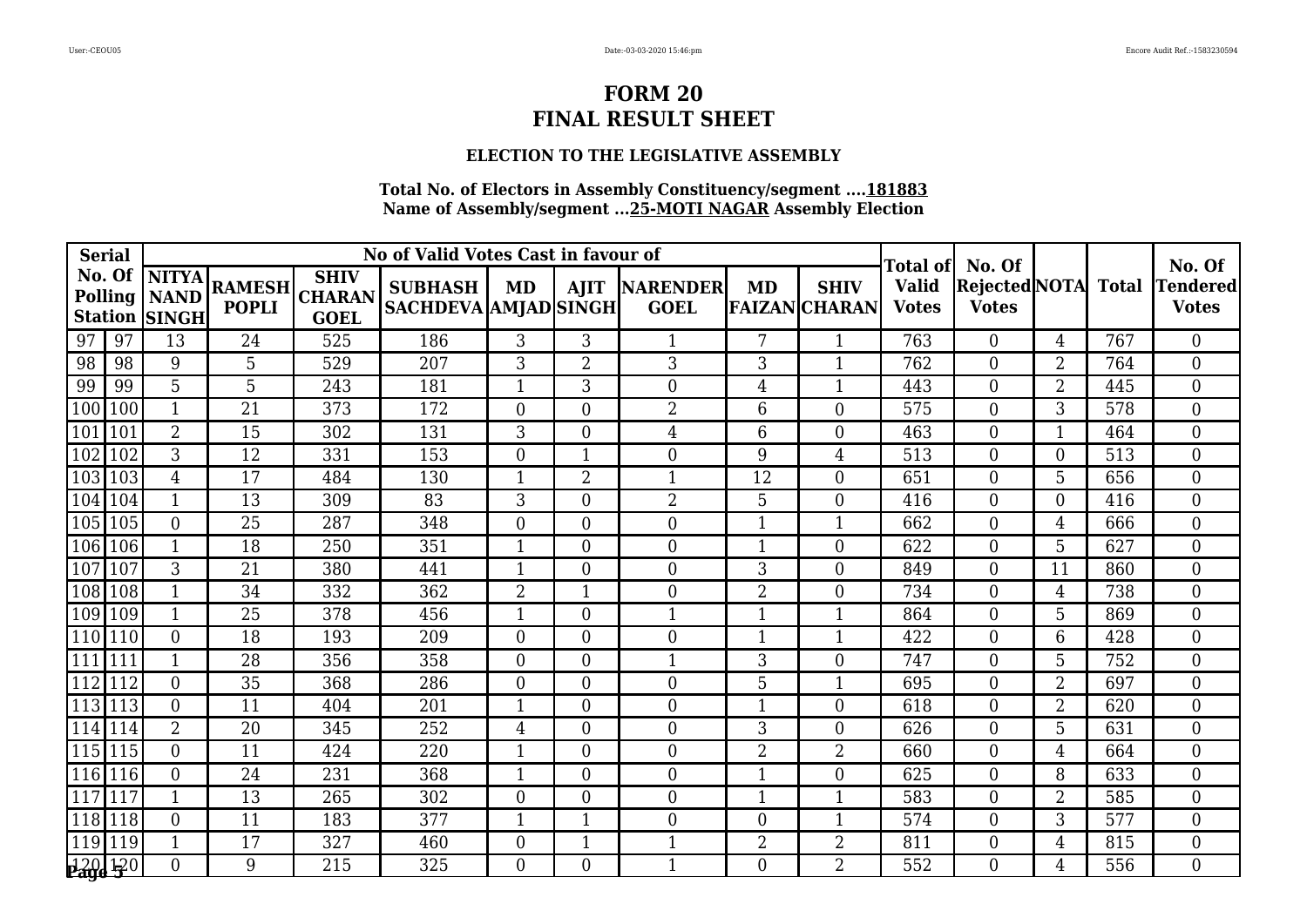# FORM 20
# FINAL RESULT SHEET

### ELECTION TO THE LEGISLATIVE ASSEMBLY

**Total No. of Electors in Assembly Constituency/segment ....181883**
**Name of Assembly/segment ...25-MOTI NAGAR Assembly Election**

| Serial No. Of Polling Station | | No of Valid Votes Cast in favour of | | | | | | | | | Total of Valid Votes | No. Of Rejected Votes | NOTA | Total | No. Of Tendered Votes |
|---|---|---|---|---|---|---|---|---|---|---|---|---|---|---|---|
| | | NITYA NAND SINGH | RAMESH POPLI | SHIV CHARAN GOEL | SUBHASH SACHDEVA | MD AMJAD | AJIT SINGH | NARENDER GOEL | MD FAIZAN | SHIV CHARAN | | | | | |
| 97 | 97 | 13 | 24 | 525 | 186 | 3 | 3 | 1 | 7 | 1 | 763 | 0 | 4 | 767 | 0 |
| 98 | 98 | 9 | 5 | 529 | 207 | 3 | 2 | 3 | 3 | 1 | 762 | 0 | 2 | 764 | 0 |
| 99 | 99 | 5 | 5 | 243 | 181 | 1 | 3 | 0 | 4 | 1 | 443 | 0 | 2 | 445 | 0 |
| 100 | 100 | 1 | 21 | 373 | 172 | 0 | 0 | 2 | 6 | 0 | 575 | 0 | 3 | 578 | 0 |
| 101 | 101 | 2 | 15 | 302 | 131 | 3 | 0 | 4 | 6 | 0 | 463 | 0 | 1 | 464 | 0 |
| 102 | 102 | 3 | 12 | 331 | 153 | 0 | 1 | 0 | 9 | 4 | 513 | 0 | 0 | 513 | 0 |
| 103 | 103 | 4 | 17 | 484 | 130 | 1 | 2 | 1 | 12 | 0 | 651 | 0 | 5 | 656 | 0 |
| 104 | 104 | 1 | 13 | 309 | 83 | 3 | 0 | 2 | 5 | 0 | 416 | 0 | 0 | 416 | 0 |
| 105 | 105 | 0 | 25 | 287 | 348 | 0 | 0 | 0 | 1 | 1 | 662 | 0 | 4 | 666 | 0 |
| 106 | 106 | 1 | 18 | 250 | 351 | 1 | 0 | 0 | 1 | 0 | 622 | 0 | 5 | 627 | 0 |
| 107 | 107 | 3 | 21 | 380 | 441 | 1 | 0 | 0 | 3 | 0 | 849 | 0 | 11 | 860 | 0 |
| 108 | 108 | 1 | 34 | 332 | 362 | 2 | 1 | 0 | 2 | 0 | 734 | 0 | 4 | 738 | 0 |
| 109 | 109 | 1 | 25 | 378 | 456 | 1 | 0 | 1 | 1 | 1 | 864 | 0 | 5 | 869 | 0 |
| 110 | 110 | 0 | 18 | 193 | 209 | 0 | 0 | 0 | 1 | 1 | 422 | 0 | 6 | 428 | 0 |
| 111 | 111 | 1 | 28 | 356 | 358 | 0 | 0 | 1 | 3 | 0 | 747 | 0 | 5 | 752 | 0 |
| 112 | 112 | 0 | 35 | 368 | 286 | 0 | 0 | 0 | 5 | 1 | 695 | 0 | 2 | 697 | 0 |
| 113 | 113 | 0 | 11 | 404 | 201 | 1 | 0 | 0 | 1 | 0 | 618 | 0 | 2 | 620 | 0 |
| 114 | 114 | 2 | 20 | 345 | 252 | 4 | 0 | 0 | 3 | 0 | 626 | 0 | 5 | 631 | 0 |
| 115 | 115 | 0 | 11 | 424 | 220 | 1 | 0 | 0 | 2 | 2 | 660 | 0 | 4 | 664 | 0 |
| 116 | 116 | 0 | 24 | 231 | 368 | 1 | 0 | 0 | 1 | 0 | 625 | 0 | 8 | 633 | 0 |
| 117 | 117 | 1 | 13 | 265 | 302 | 0 | 0 | 0 | 1 | 1 | 583 | 0 | 2 | 585 | 0 |
| 118 | 118 | 0 | 11 | 183 | 377 | 1 | 1 | 0 | 0 | 1 | 574 | 0 | 3 | 577 | 0 |
| 119 | 119 | 1 | 17 | 327 | 460 | 0 | 1 | 1 | 2 | 2 | 811 | 0 | 4 | 815 | 0 |
| 120 | 120 | 0 | 9 | 215 | 325 | 0 | 0 | 1 | 0 | 2 | 552 | 0 | 4 | 556 | 0 |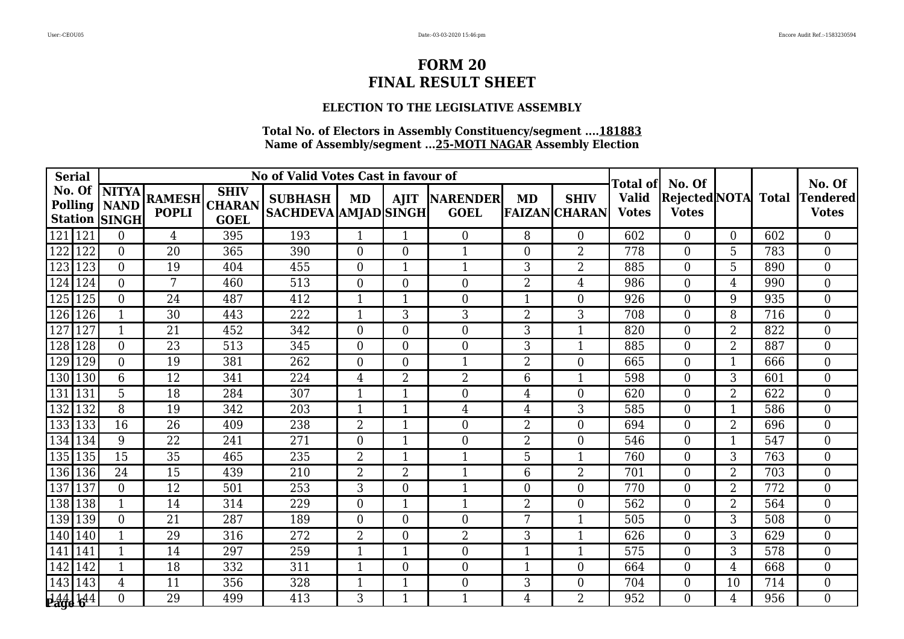# FORM 20
# FINAL RESULT SHEET

### ELECTION TO THE LEGISLATIVE ASSEMBLY

**Total No. of Electors in Assembly Constituency/segment ....181883**
**Name of Assembly/segment ...25-MOTI NAGAR Assembly Election**

| Serial No. Of Polling Station | | No of Valid Votes Cast in favour of | | | | | | | | | Total of Valid Votes | No. Of Rejected Votes | NOTA | Total | No. Of Tendered Votes |
|---|---|---|---|---|---|---|---|---|---|---|---|---|---|---|---|
| | | NITYA NAND SINGH | RAMESH POPLI | SHIV CHARAN GOEL | SUBHASH SACHDEVA | MD AMJAD | AJIT SINGH | NARENDER GOEL | MD FAIZAN | SHIV CHARAN | | | | | |
| 121 | 121 | 0 | 4 | 395 | 193 | 1 | 1 | 0 | 8 | 0 | 602 | 0 | 0 | 602 | 0 |
| 122 | 122 | 0 | 20 | 365 | 390 | 0 | 0 | 1 | 0 | 2 | 778 | 0 | 5 | 783 | 0 |
| 123 | 123 | 0 | 19 | 404 | 455 | 0 | 1 | 1 | 3 | 2 | 885 | 0 | 5 | 890 | 0 |
| 124 | 124 | 0 | 7 | 460 | 513 | 0 | 0 | 0 | 2 | 4 | 986 | 0 | 4 | 990 | 0 |
| 125 | 125 | 0 | 24 | 487 | 412 | 1 | 1 | 0 | 1 | 0 | 926 | 0 | 9 | 935 | 0 |
| 126 | 126 | 1 | 30 | 443 | 222 | 1 | 3 | 3 | 2 | 3 | 708 | 0 | 8 | 716 | 0 |
| 127 | 127 | 1 | 21 | 452 | 342 | 0 | 0 | 0 | 3 | 1 | 820 | 0 | 2 | 822 | 0 |
| 128 | 128 | 0 | 23 | 513 | 345 | 0 | 0 | 0 | 3 | 1 | 885 | 0 | 2 | 887 | 0 |
| 129 | 129 | 0 | 19 | 381 | 262 | 0 | 0 | 1 | 2 | 0 | 665 | 0 | 1 | 666 | 0 |
| 130 | 130 | 6 | 12 | 341 | 224 | 4 | 2 | 2 | 6 | 1 | 598 | 0 | 3 | 601 | 0 |
| 131 | 131 | 5 | 18 | 284 | 307 | 1 | 1 | 0 | 4 | 0 | 620 | 0 | 2 | 622 | 0 |
| 132 | 132 | 8 | 19 | 342 | 203 | 1 | 1 | 4 | 4 | 3 | 585 | 0 | 1 | 586 | 0 |
| 133 | 133 | 16 | 26 | 409 | 238 | 2 | 1 | 0 | 2 | 0 | 694 | 0 | 2 | 696 | 0 |
| 134 | 134 | 9 | 22 | 241 | 271 | 0 | 1 | 0 | 2 | 0 | 546 | 0 | 1 | 547 | 0 |
| 135 | 135 | 15 | 35 | 465 | 235 | 2 | 1 | 1 | 5 | 1 | 760 | 0 | 3 | 763 | 0 |
| 136 | 136 | 24 | 15 | 439 | 210 | 2 | 2 | 1 | 6 | 2 | 701 | 0 | 2 | 703 | 0 |
| 137 | 137 | 0 | 12 | 501 | 253 | 3 | 0 | 1 | 0 | 0 | 770 | 0 | 2 | 772 | 0 |
| 138 | 138 | 1 | 14 | 314 | 229 | 0 | 1 | 1 | 2 | 0 | 562 | 0 | 2 | 564 | 0 |
| 139 | 139 | 0 | 21 | 287 | 189 | 0 | 0 | 0 | 7 | 1 | 505 | 0 | 3 | 508 | 0 |
| 140 | 140 | 1 | 29 | 316 | 272 | 2 | 0 | 2 | 3 | 1 | 626 | 0 | 3 | 629 | 0 |
| 141 | 141 | 1 | 14 | 297 | 259 | 1 | 1 | 0 | 1 | 1 | 575 | 0 | 3 | 578 | 0 |
| 142 | 142 | 1 | 18 | 332 | 311 | 1 | 0 | 0 | 1 | 0 | 664 | 0 | 4 | 668 | 0 |
| 143 | 143 | 4 | 11 | 356 | 328 | 1 | 1 | 0 | 3 | 0 | 704 | 0 | 10 | 714 | 0 |
| 144 | 144 | 0 | 29 | 499 | 413 | 3 | 1 | 1 | 4 | 2 | 952 | 0 | 4 | 956 | 0 |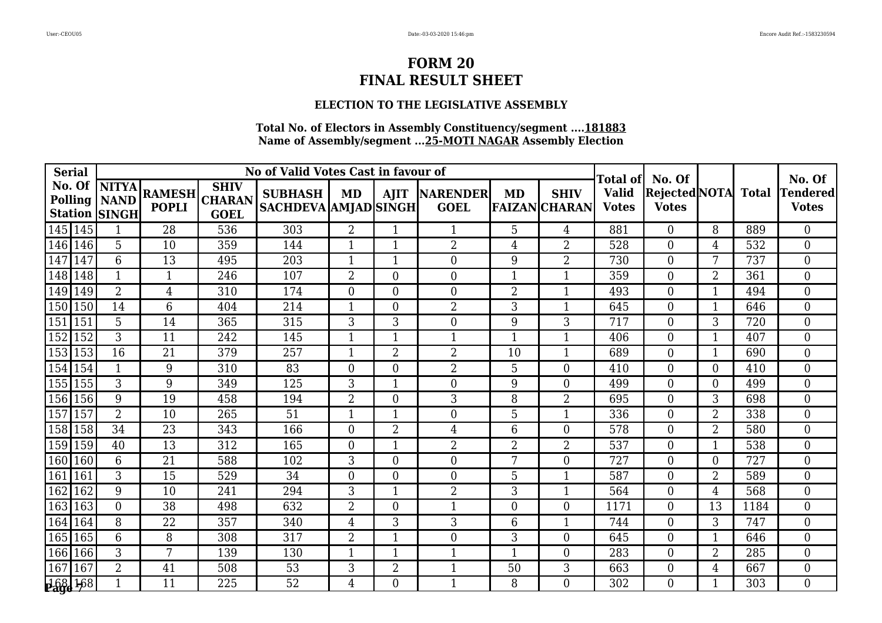# FORM 20
# FINAL RESULT SHEET

### ELECTION TO THE LEGISLATIVE ASSEMBLY

**Total No. of Electors in Assembly Constituency/segment ....181883**
**Name of Assembly/segment ...25-MOTI NAGAR Assembly Election**

| Serial No. Of Polling Station | | No of Valid Votes Cast in favour of | | | | | | | | | Total of Valid Votes | No. Of Rejected Votes | NOTA | Total | No. Of Tendered Votes |
|---|---|---|---|---|---|---|---|---|---|---|---|---|---|---|---|
| | | NITYA NAND SINGH | RAMESH POPLI | SHIV CHARAN GOEL | SUBHASH SACHDEVA | MD AMJAD | AJIT SINGH | NARENDER GOEL | MD FAIZAN | SHIV CHARAN | | | | | |
| 145 | 145 | 1 | 28 | 536 | 303 | 2 | 1 | 1 | 5 | 4 | 881 | 0 | 8 | 889 | 0 |
| 146 | 146 | 5 | 10 | 359 | 144 | 1 | 1 | 2 | 4 | 2 | 528 | 0 | 4 | 532 | 0 |
| 147 | 147 | 6 | 13 | 495 | 203 | 1 | 1 | 0 | 9 | 2 | 730 | 0 | 7 | 737 | 0 |
| 148 | 148 | 1 | 1 | 246 | 107 | 2 | 0 | 0 | 1 | 1 | 359 | 0 | 2 | 361 | 0 |
| 149 | 149 | 2 | 4 | 310 | 174 | 0 | 0 | 0 | 2 | 1 | 493 | 0 | 1 | 494 | 0 |
| 150 | 150 | 14 | 6 | 404 | 214 | 1 | 0 | 2 | 3 | 1 | 645 | 0 | 1 | 646 | 0 |
| 151 | 151 | 5 | 14 | 365 | 315 | 3 | 3 | 0 | 9 | 3 | 717 | 0 | 3 | 720 | 0 |
| 152 | 152 | 3 | 11 | 242 | 145 | 1 | 1 | 1 | 1 | 1 | 406 | 0 | 1 | 407 | 0 |
| 153 | 153 | 16 | 21 | 379 | 257 | 1 | 2 | 2 | 10 | 1 | 689 | 0 | 1 | 690 | 0 |
| 154 | 154 | 1 | 9 | 310 | 83 | 0 | 0 | 2 | 5 | 0 | 410 | 0 | 0 | 410 | 0 |
| 155 | 155 | 3 | 9 | 349 | 125 | 3 | 1 | 0 | 9 | 0 | 499 | 0 | 0 | 499 | 0 |
| 156 | 156 | 9 | 19 | 458 | 194 | 2 | 0 | 3 | 8 | 2 | 695 | 0 | 3 | 698 | 0 |
| 157 | 157 | 2 | 10 | 265 | 51 | 1 | 1 | 0 | 5 | 1 | 336 | 0 | 2 | 338 | 0 |
| 158 | 158 | 34 | 23 | 343 | 166 | 0 | 2 | 4 | 6 | 0 | 578 | 0 | 2 | 580 | 0 |
| 159 | 159 | 40 | 13 | 312 | 165 | 0 | 1 | 2 | 2 | 2 | 537 | 0 | 1 | 538 | 0 |
| 160 | 160 | 6 | 21 | 588 | 102 | 3 | 0 | 0 | 7 | 0 | 727 | 0 | 0 | 727 | 0 |
| 161 | 161 | 3 | 15 | 529 | 34 | 0 | 0 | 0 | 5 | 1 | 587 | 0 | 2 | 589 | 0 |
| 162 | 162 | 9 | 10 | 241 | 294 | 3 | 1 | 2 | 3 | 1 | 564 | 0 | 4 | 568 | 0 |
| 163 | 163 | 0 | 38 | 498 | 632 | 2 | 0 | 1 | 0 | 0 | 1171 | 0 | 13 | 1184 | 0 |
| 164 | 164 | 8 | 22 | 357 | 340 | 4 | 3 | 3 | 6 | 1 | 744 | 0 | 3 | 747 | 0 |
| 165 | 165 | 6 | 8 | 308 | 317 | 2 | 1 | 0 | 3 | 0 | 645 | 0 | 1 | 646 | 0 |
| 166 | 166 | 3 | 7 | 139 | 130 | 1 | 1 | 1 | 1 | 0 | 283 | 0 | 2 | 285 | 0 |
| 167 | 167 | 2 | 41 | 508 | 53 | 3 | 2 | 1 | 50 | 3 | 663 | 0 | 4 | 667 | 0 |
| 168 | 168 | 1 | 11 | 225 | 52 | 4 | 0 | 1 | 8 | 0 | 302 | 0 | 1 | 303 | 0 |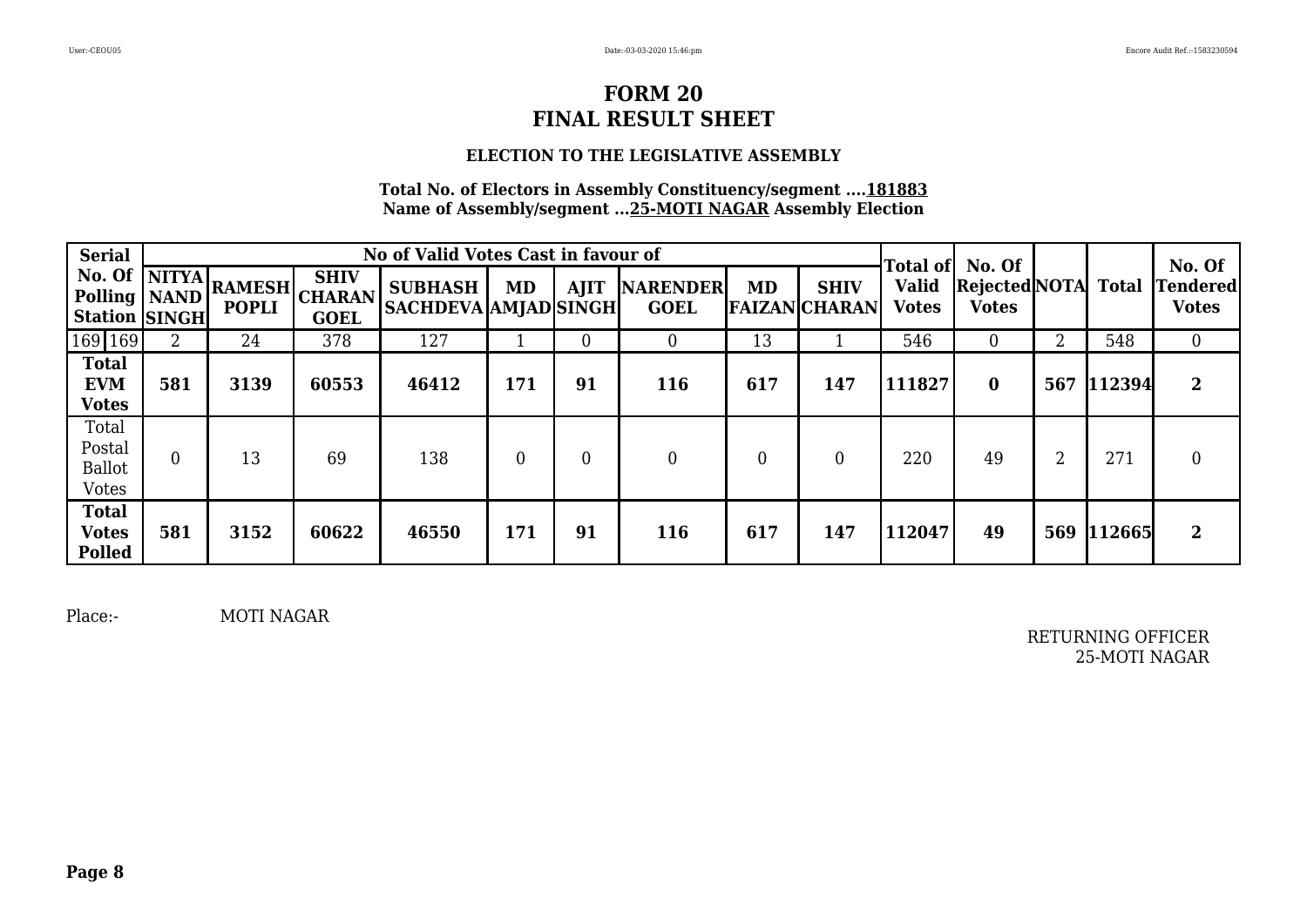# FORM 20
# FINAL RESULT SHEET

### ELECTION TO THE LEGISLATIVE ASSEMBLY

**Total No. of Electors in Assembly Constituency/segment ....181883**
**Name of Assembly/segment ...25-MOTI NAGAR Assembly Election**

| Serial No. Of Polling Station | | No of Valid Votes Cast in favour of | | | | | | | | | Total of Valid Votes | No. Of Rejected Votes | NOTA | Total | No. Of Tendered Votes |
|---|---|---|---|---|---|---|---|---|---|---|---|---|---|---|---|
| | | NITYA NAND SINGH | RAMESH POPLI | SHIV CHARAN GOEL | SUBHASH SACHDEVA | MD AMJAD | AJIT SINGH | NARENDER GOEL | MD FAIZAN | SHIV CHARAN | | | | | |
| 169 | 169 | 2 | 24 | 378 | 127 | 1 | 0 | 0 | 13 | 1 | 546 | 0 | 2 | 548 | 0 |
| **Total EVM Votes** | | **581** | **3139** | **60553** | **46412** | **171** | **91** | **116** | **617** | **147** | **111827** | **0** | **567** | **112394** | **2** |
| Total Postal Ballot Votes | | 0 | 13 | 69 | 138 | 0 | 0 | 0 | 0 | 0 | 220 | 49 | 2 | 271 | 0 |
| **Total Votes Polled** | | **581** | **3152** | **60622** | **46550** | **171** | **91** | **116** | **617** | **147** | **112047** | **49** | **569** | **112665** | **2** |

Place:- MOTI NAGAR

RETURNING OFFICER
25-MOTI NAGAR